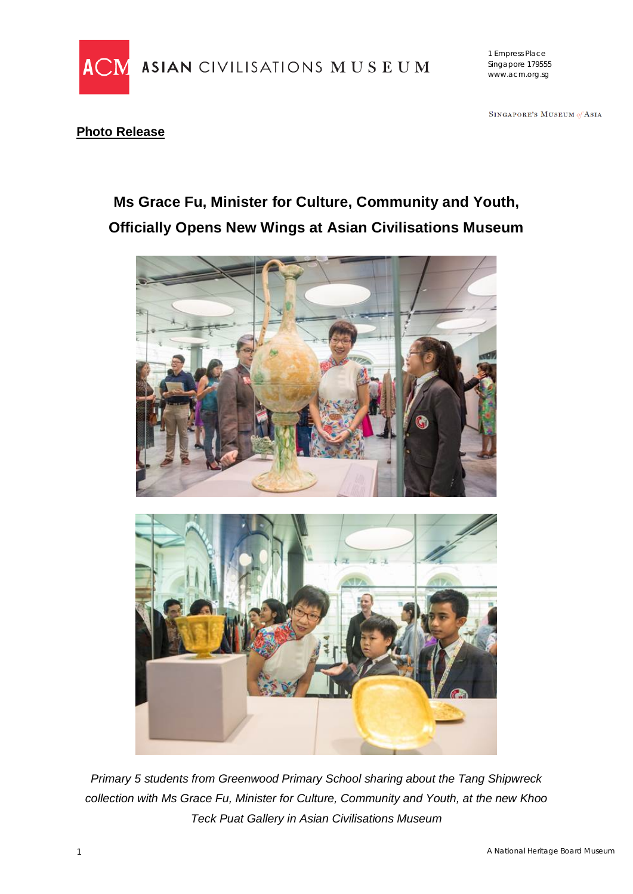ACM ASIAN CIVILISATIONS MUSEUM

1 Empress Place
Singapore 179555
www.acm.org.sg

SINGAPORE'S MUSEUM of ASIA

**Photo Release**

# Ms Grace Fu, Minister for Culture, Community and Youth, Officially Opens New Wings at Asian Civilisations Museum

*Primary 5 students from Greenwood Primary School sharing about the Tang Shipwreck collection with Ms Grace Fu, Minister for Culture, Community and Youth, at the new Khoo Teck Puat Gallery in Asian Civilisations Museum*

A National Heritage Board Museum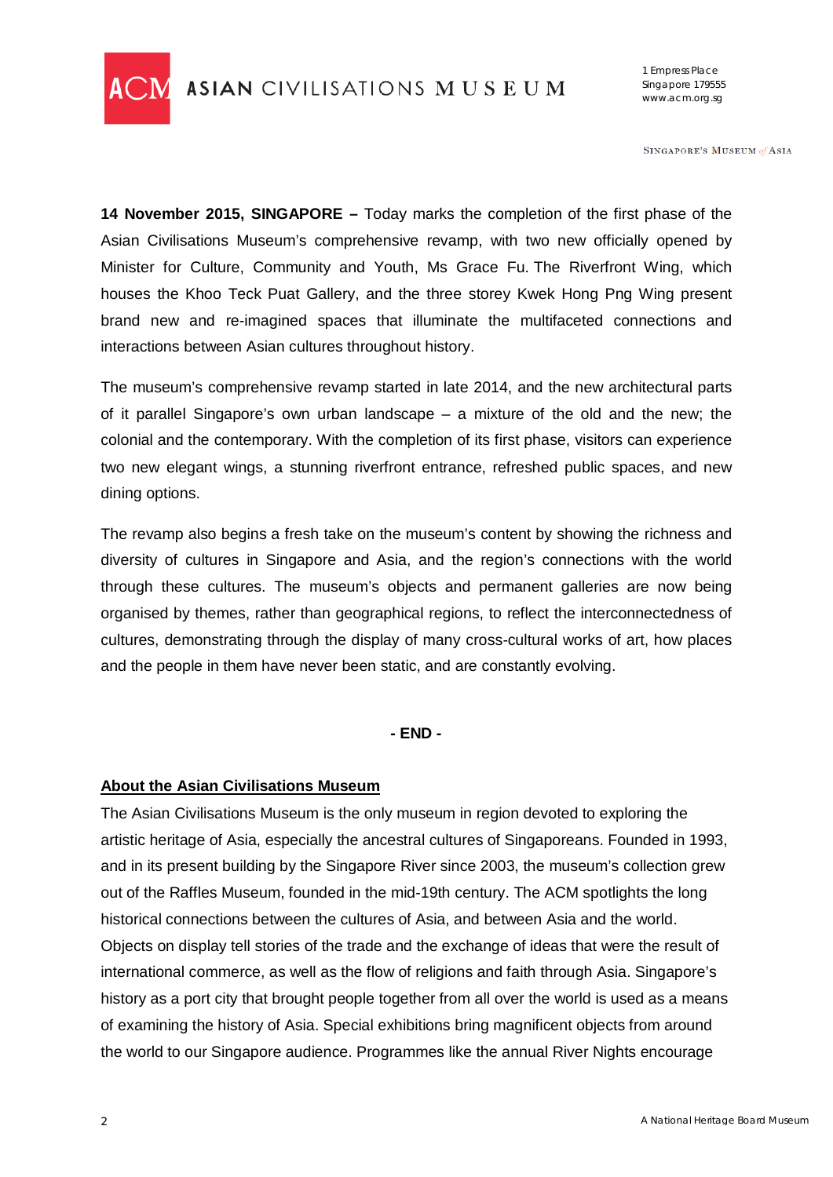**14 November 2015, SINGAPORE –** Today marks the completion of the first phase of the Asian Civilisations Museum's comprehensive revamp, with two new officially opened by Minister for Culture, Community and Youth, Ms Grace Fu. The Riverfront Wing, which houses the Khoo Teck Puat Gallery, and the three storey Kwek Hong Png Wing present brand new and re-imagined spaces that illuminate the multifaceted connections and interactions between Asian cultures throughout history.

The museum's comprehensive revamp started in late 2014, and the new architectural parts of it parallel Singapore's own urban landscape – a mixture of the old and the new; the colonial and the contemporary. With the completion of its first phase, visitors can experience two new elegant wings, a stunning riverfront entrance, refreshed public spaces, and new dining options.

The revamp also begins a fresh take on the museum's content by showing the richness and diversity of cultures in Singapore and Asia, and the region's connections with the world through these cultures. The museum's objects and permanent galleries are now being organised by themes, rather than geographical regions, to reflect the interconnectedness of cultures, demonstrating through the display of many cross-cultural works of art, how places and the people in them have never been static, and are constantly evolving.

**- END -**

**<u>About the Asian Civilisations Museum</u>**

The Asian Civilisations Museum is the only museum in region devoted to exploring the artistic heritage of Asia, especially the ancestral cultures of Singaporeans. Founded in 1993, and in its present building by the Singapore River since 2003, the museum's collection grew out of the Raffles Museum, founded in the mid-19th century. The ACM spotlights the long historical connections between the cultures of Asia, and between Asia and the world. Objects on display tell stories of the trade and the exchange of ideas that were the result of international commerce, as well as the flow of religions and faith through Asia. Singapore's history as a port city that brought people together from all over the world is used as a means of examining the history of Asia. Special exhibitions bring magnificent objects from around the world to our Singapore audience. Programmes like the annual River Nights encourage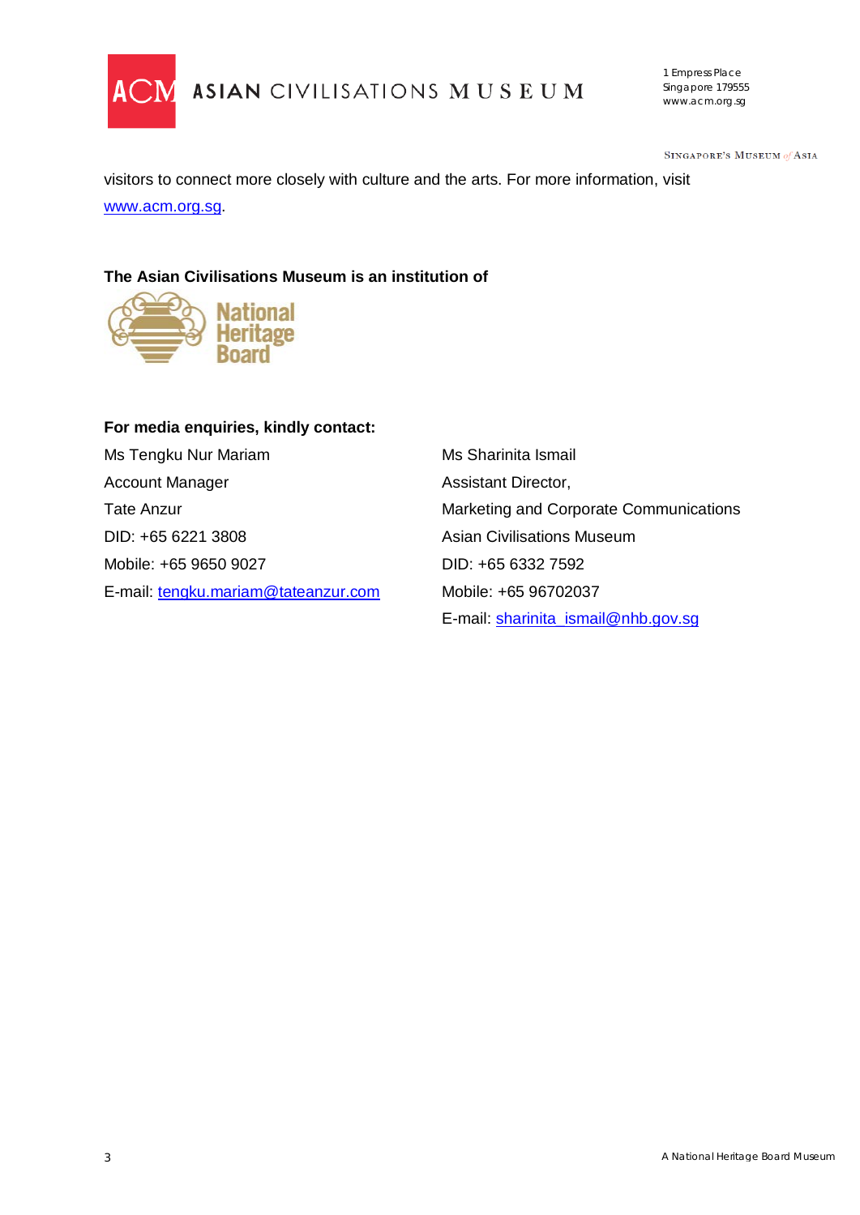visitors to connect more closely with culture and the arts. For more information, visit www.acm.org.sg.

**The Asian Civilisations Museum is an institution of**

National Heritage Board

**For media enquiries, kindly contact:**

Ms Tengku Nur Mariam
Account Manager
Tate Anzur
DID: +65 6221 3808
Mobile: +65 9650 9027
E-mail: tengku.mariam@tateanzur.com

Ms Sharinita Ismail
Assistant Director,
Marketing and Corporate Communications
Asian Civilisations Museum
DID: +65 6332 7592
Mobile: +65 96702037
E-mail: sharinita_ismail@nhb.gov.sg